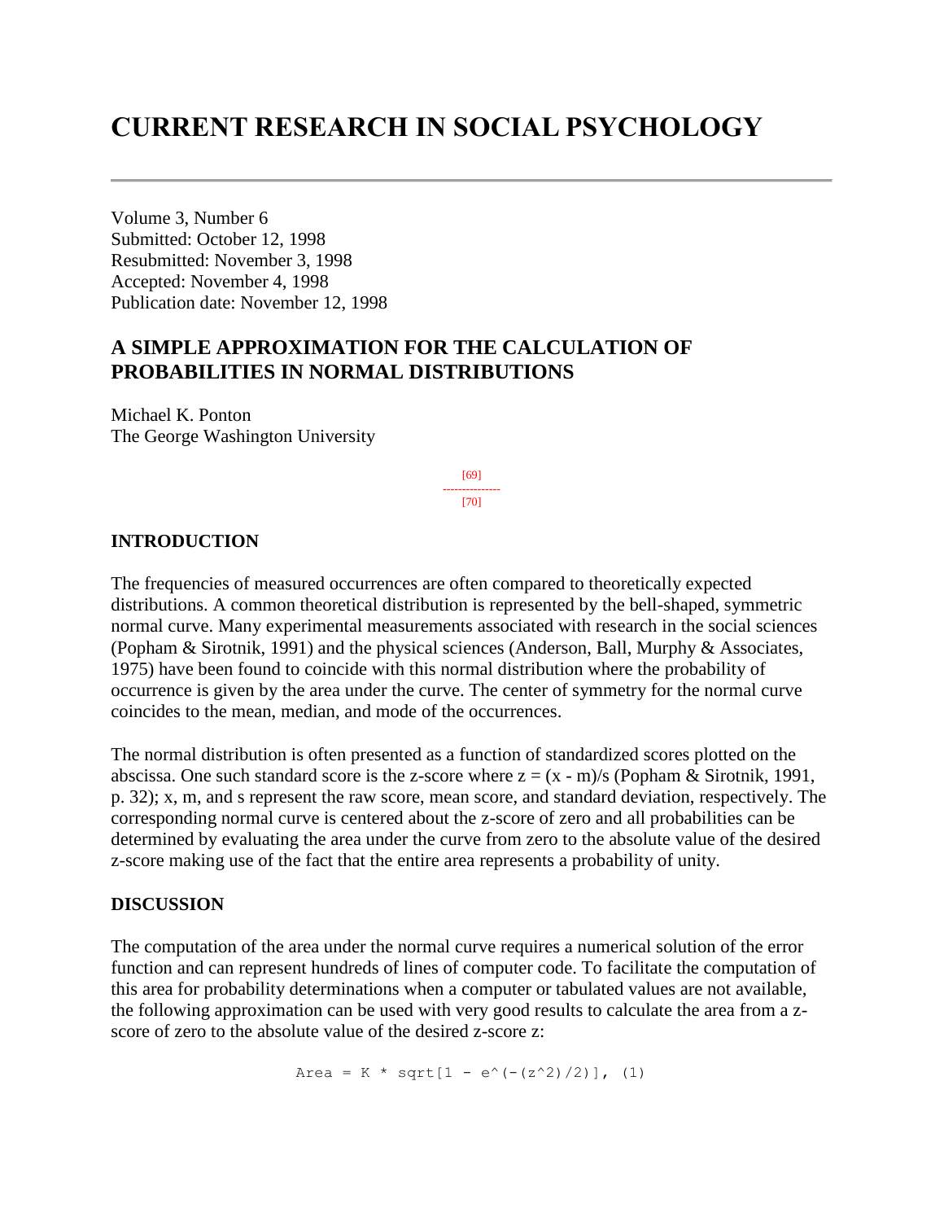# CURRENT RESEARCH IN SOCIAL PSYCHOLOGY

---

Volume 3, Number 6
Submitted: October 12, 1998
Resubmitted: November 3, 1998
Accepted: November 4, 1998
Publication date: November 12, 1998

## A SIMPLE APPROXIMATION FOR THE CALCULATION OF PROBABILITIES IN NORMAL DISTRIBUTIONS

Michael K. Ponton
The George Washington University

### INTRODUCTION

The frequencies of measured occurrences are often compared to theoretically expected distributions. A common theoretical distribution is represented by the bell-shaped, symmetric normal curve. Many experimental measurements associated with research in the social sciences (Popham & Sirotnik, 1991) and the physical sciences (Anderson, Ball, Murphy & Associates, 1975) have been found to coincide with this normal distribution where the probability of occurrence is given by the area under the curve. The center of symmetry for the normal curve coincides to the mean, median, and mode of the occurrences.

The normal distribution is often presented as a function of standardized scores plotted on the abscissa. One such standard score is the z-score where $z = (x - m)/s$ (Popham & Sirotnik, 1991, p. 32); x, m, and s represent the raw score, mean score, and standard deviation, respectively. The corresponding normal curve is centered about the z-score of zero and all probabilities can be determined by evaluating the area under the curve from zero to the absolute value of the desired z-score making use of the fact that the entire area represents a probability of unity.

### DISCUSSION

The computation of the area under the normal curve requires a numerical solution of the error function and can represent hundreds of lines of computer code. To facilitate the computation of this area for probability determinations when a computer or tabulated values are not available, the following approximation can be used with very good results to calculate the area from a z-score of zero to the absolute value of the desired z-score z:

$$\text{Area} = K * \sqrt{1 - e^{-(z^2)/2}}, \quad (1)$$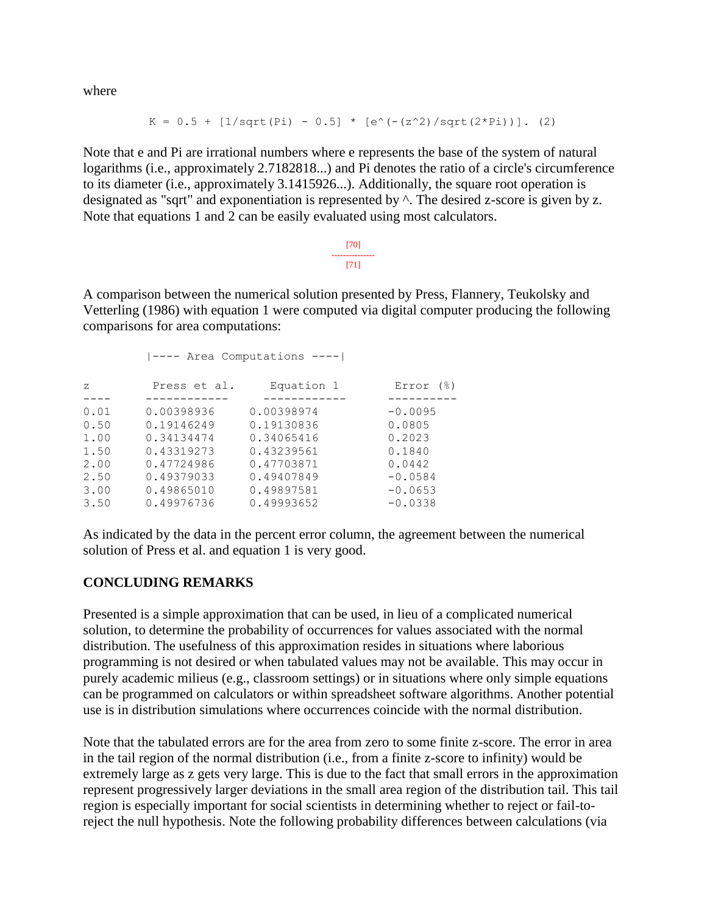where

$$K = 0.5 + [1/\sqrt{\pi} - 0.5] * [e^{(-(z^2)/\sqrt{2\pi})}]. \quad (2)$$

Note that e and Pi are irrational numbers where e represents the base of the system of natural logarithms (i.e., approximately 2.7182818...) and Pi denotes the ratio of a circle's circumference to its diameter (i.e., approximately 3.1415926...). Additionally, the square root operation is designated as "sqrt" and exponentiation is represented by ^. The desired z-score is given by z. Note that equations 1 and 2 can be easily evaluated using most calculators.

[70]
---------------
[71]

A comparison between the numerical solution presented by Press, Flannery, Teukolsky and Vetterling (1986) with equation 1 were computed via digital computer producing the following comparisons for area computations:

| z | Press et al. | Equation 1 | Error (%) |
|---|---|---|---|
| | \|---- Area Computations ----\| | | |
| 0.01 | 0.00398936 | 0.00398974 | -0.0095 |
| 0.50 | 0.19146249 | 0.19130836 | 0.0805 |
| 1.00 | 0.34134474 | 0.34065416 | 0.2023 |
| 1.50 | 0.43319273 | 0.43239561 | 0.1840 |
| 2.00 | 0.47724986 | 0.47703871 | 0.0442 |
| 2.50 | 0.49379033 | 0.49407849 | -0.0584 |
| 3.00 | 0.49865010 | 0.49897581 | -0.0653 |
| 3.50 | 0.49976736 | 0.49993652 | -0.0338 |

As indicated by the data in the percent error column, the agreement between the numerical solution of Press et al. and equation 1 is very good.

## CONCLUDING REMARKS

Presented is a simple approximation that can be used, in lieu of a complicated numerical solution, to determine the probability of occurrences for values associated with the normal distribution. The usefulness of this approximation resides in situations where laborious programming is not desired or when tabulated values may not be available. This may occur in purely academic milieus (e.g., classroom settings) or in situations where only simple equations can be programmed on calculators or within spreadsheet software algorithms. Another potential use is in distribution simulations where occurrences coincide with the normal distribution.

Note that the tabulated errors are for the area from zero to some finite z-score. The error in area in the tail region of the normal distribution (i.e., from a finite z-score to infinity) would be extremely large as z gets very large. This is due to the fact that small errors in the approximation represent progressively larger deviations in the small area region of the distribution tail. This tail region is especially important for social scientists in determining whether to reject or fail-to-reject the null hypothesis. Note the following probability differences between calculations (via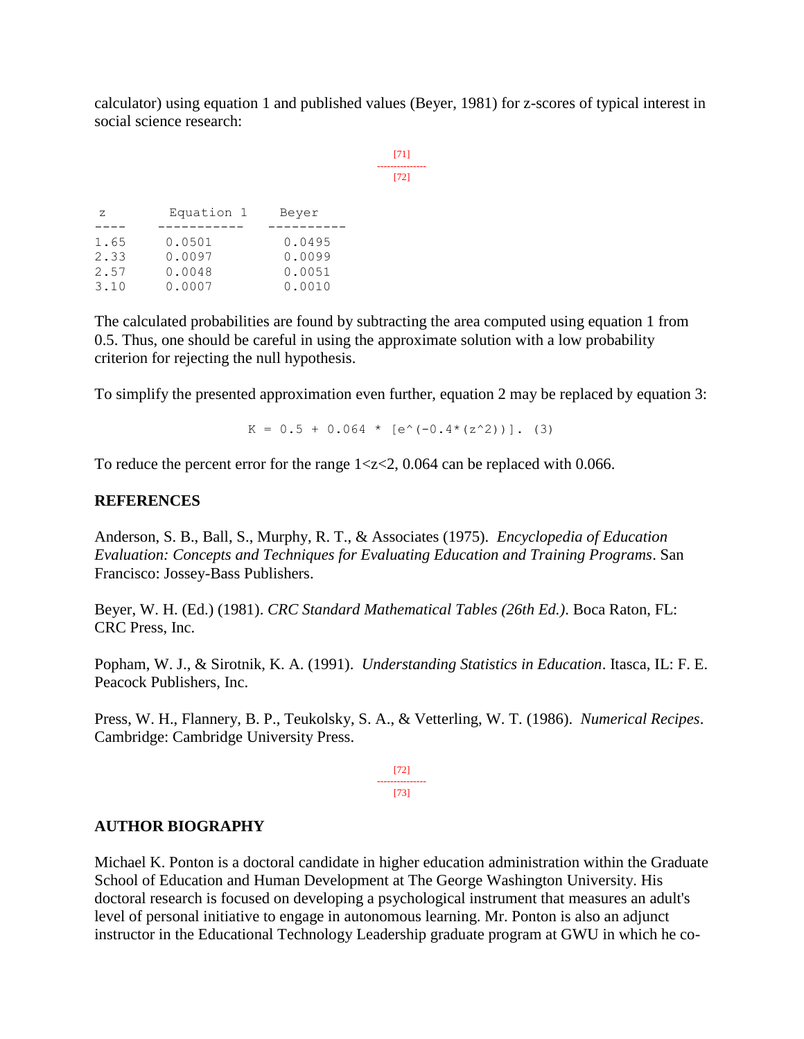calculator) using equation 1 and published values (Beyer, 1981) for z-scores of typical interest in social science research:

| z | Equation 1 | Beyer |
| --- | --- | --- |
| 1.65 | 0.0501 | 0.0495 |
| 2.33 | 0.0097 | 0.0099 |
| 2.57 | 0.0048 | 0.0051 |
| 3.10 | 0.0007 | 0.0010 |

The calculated probabilities are found by subtracting the area computed using equation 1 from 0.5. Thus, one should be careful in using the approximate solution with a low probability criterion for rejecting the null hypothesis.

To simplify the presented approximation even further, equation 2 may be replaced by equation 3:

$$K = 0.5 + 0.064 * [e^{(-0.4*(z^2))}]. \quad (3)$$

To reduce the percent error for the range $1<z<2$, 0.064 can be replaced with 0.066.

## REFERENCES

Anderson, S. B., Ball, S., Murphy, R. T., & Associates (1975). *Encyclopedia of Education Evaluation: Concepts and Techniques for Evaluating Education and Training Programs*. San Francisco: Jossey-Bass Publishers.

Beyer, W. H. (Ed.) (1981). *CRC Standard Mathematical Tables (26th Ed.)*. Boca Raton, FL: CRC Press, Inc.

Popham, W. J., & Sirotnik, K. A. (1991). *Understanding Statistics in Education*. Itasca, IL: F. E. Peacock Publishers, Inc.

Press, W. H., Flannery, B. P., Teukolsky, S. A., & Vetterling, W. T. (1986). *Numerical Recipes*. Cambridge: Cambridge University Press.

## AUTHOR BIOGRAPHY

Michael K. Ponton is a doctoral candidate in higher education administration within the Graduate School of Education and Human Development at The George Washington University. His doctoral research is focused on developing a psychological instrument that measures an adult's level of personal initiative to engage in autonomous learning. Mr. Ponton is also an adjunct instructor in the Educational Technology Leadership graduate program at GWU in which he co-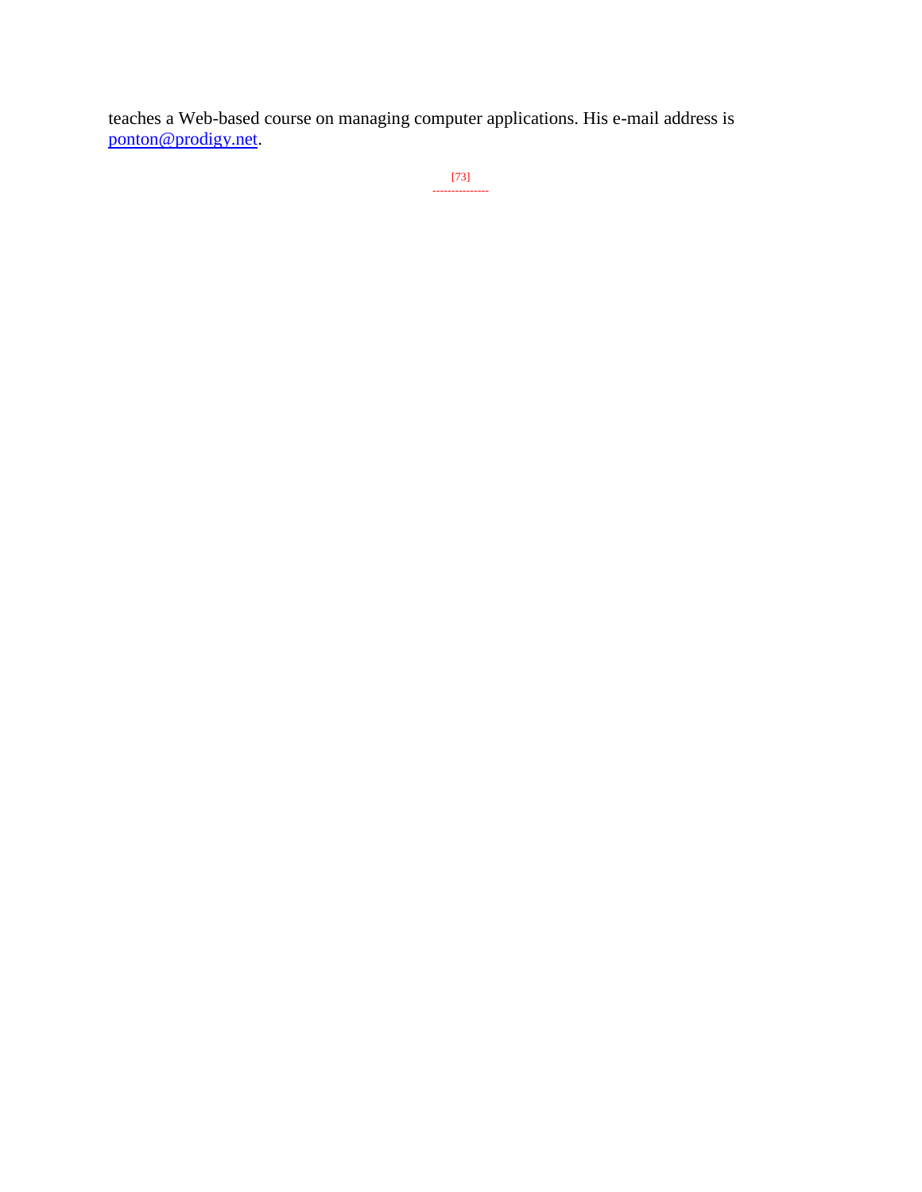teaches a Web-based course on managing computer applications. His e-mail address is ponton@prodigy.net.

[73]